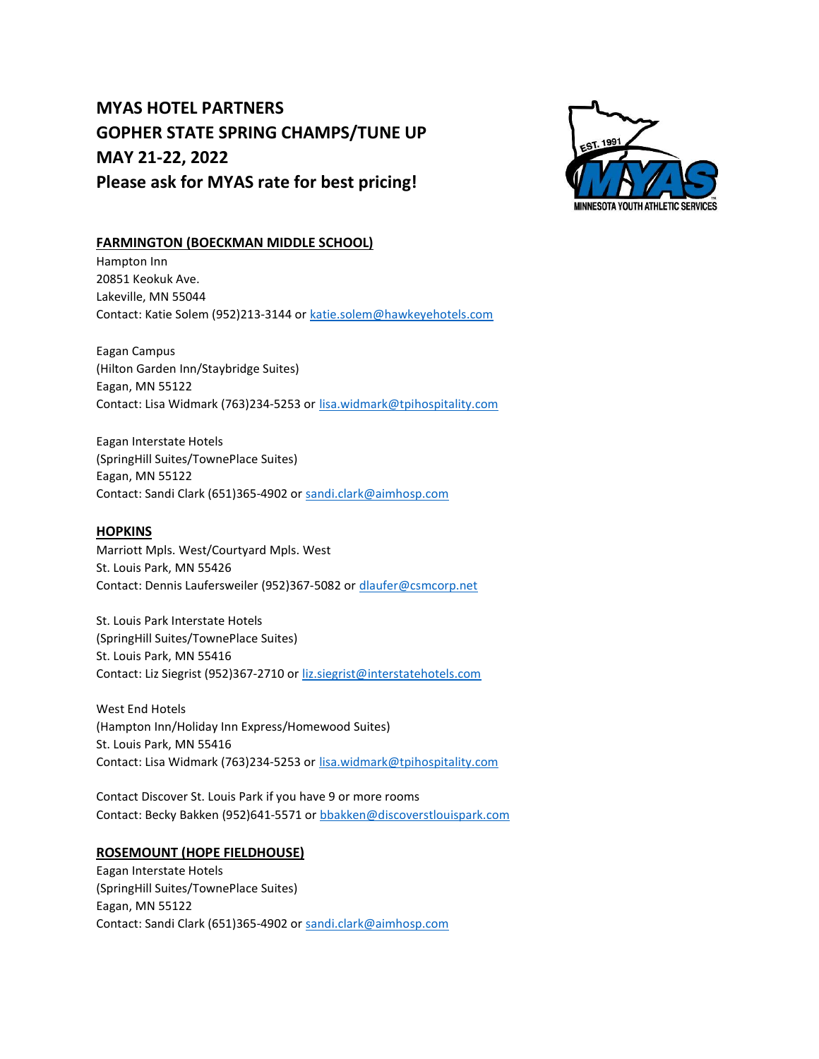# MYAS HOTEL PARTNERS
# GOPHER STATE SPRING CHAMPS/TUNE UP
# MAY 21-22, 2022
# Please ask for MYAS rate for best pricing!

## FARMINGTON (BOECKMAN MIDDLE SCHOOL)

Hampton Inn
20851 Keokuk Ave.
Lakeville, MN 55044
Contact: Katie Solem (952)213-3144 or katie.solem@hawkeyehotels.com

Eagan Campus
(Hilton Garden Inn/Staybridge Suites)
Eagan, MN 55122
Contact: Lisa Widmark (763)234-5253 or lisa.widmark@tpihospitality.com

Eagan Interstate Hotels
(SpringHill Suites/TownePlace Suites)
Eagan, MN 55122
Contact: Sandi Clark (651)365-4902 or sandi.clark@aimhosp.com

## HOPKINS

Marriott Mpls. West/Courtyard Mpls. West
St. Louis Park, MN 55426
Contact: Dennis Laufersweiler (952)367-5082 or dlaufer@csmcorp.net

St. Louis Park Interstate Hotels
(SpringHill Suites/TownePlace Suites)
St. Louis Park, MN 55416
Contact: Liz Siegrist (952)367-2710 or liz.siegrist@interstatehotels.com

West End Hotels
(Hampton Inn/Holiday Inn Express/Homewood Suites)
St. Louis Park, MN 55416
Contact: Lisa Widmark (763)234-5253 or lisa.widmark@tpihospitality.com

Contact Discover St. Louis Park if you have 9 or more rooms
Contact: Becky Bakken (952)641-5571 or bbakken@discoverstlouispark.com

## ROSEMOUNT (HOPE FIELDHOUSE)

Eagan Interstate Hotels
(SpringHill Suites/TownePlace Suites)
Eagan, MN 55122
Contact: Sandi Clark (651)365-4902 or sandi.clark@aimhosp.com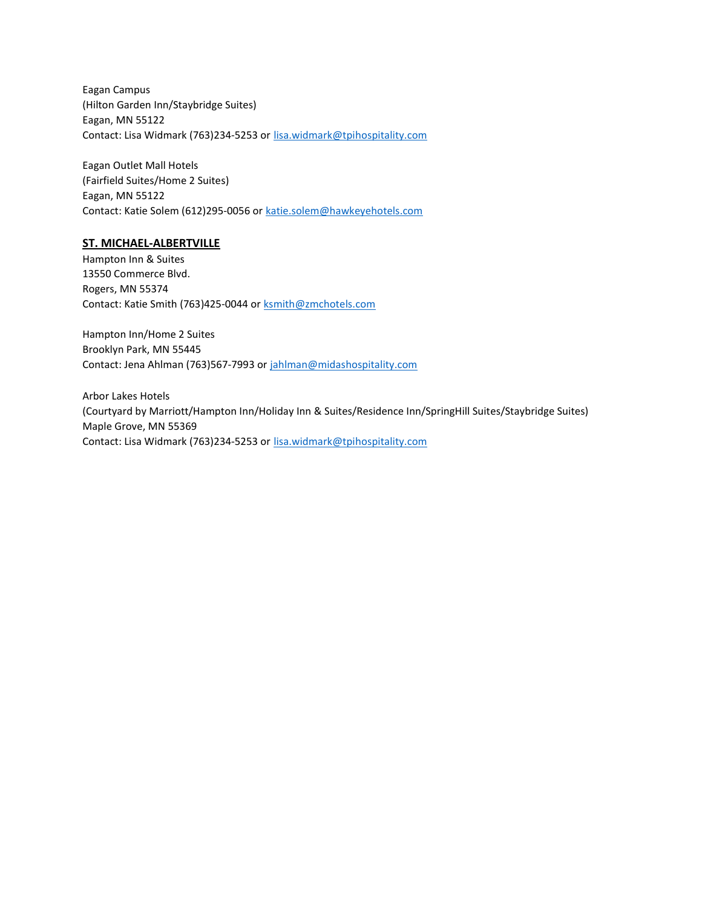Eagan Campus
(Hilton Garden Inn/Staybridge Suites)
Eagan, MN 55122
Contact: Lisa Widmark (763)234-5253 or lisa.widmark@tpihospitality.com

Eagan Outlet Mall Hotels
(Fairfield Suites/Home 2 Suites)
Eagan, MN 55122
Contact: Katie Solem (612)295-0056 or katie.solem@hawkeyehotels.com

**ST. MICHAEL-ALBERTVILLE**

Hampton Inn & Suites
13550 Commerce Blvd.
Rogers, MN 55374
Contact: Katie Smith (763)425-0044 or ksmith@zmchotels.com

Hampton Inn/Home 2 Suites
Brooklyn Park, MN 55445
Contact: Jena Ahlman (763)567-7993 or jahlman@midashospitality.com

Arbor Lakes Hotels
(Courtyard by Marriott/Hampton Inn/Holiday Inn & Suites/Residence Inn/SpringHill Suites/Staybridge Suites)
Maple Grove, MN 55369
Contact: Lisa Widmark (763)234-5253 or lisa.widmark@tpihospitality.com